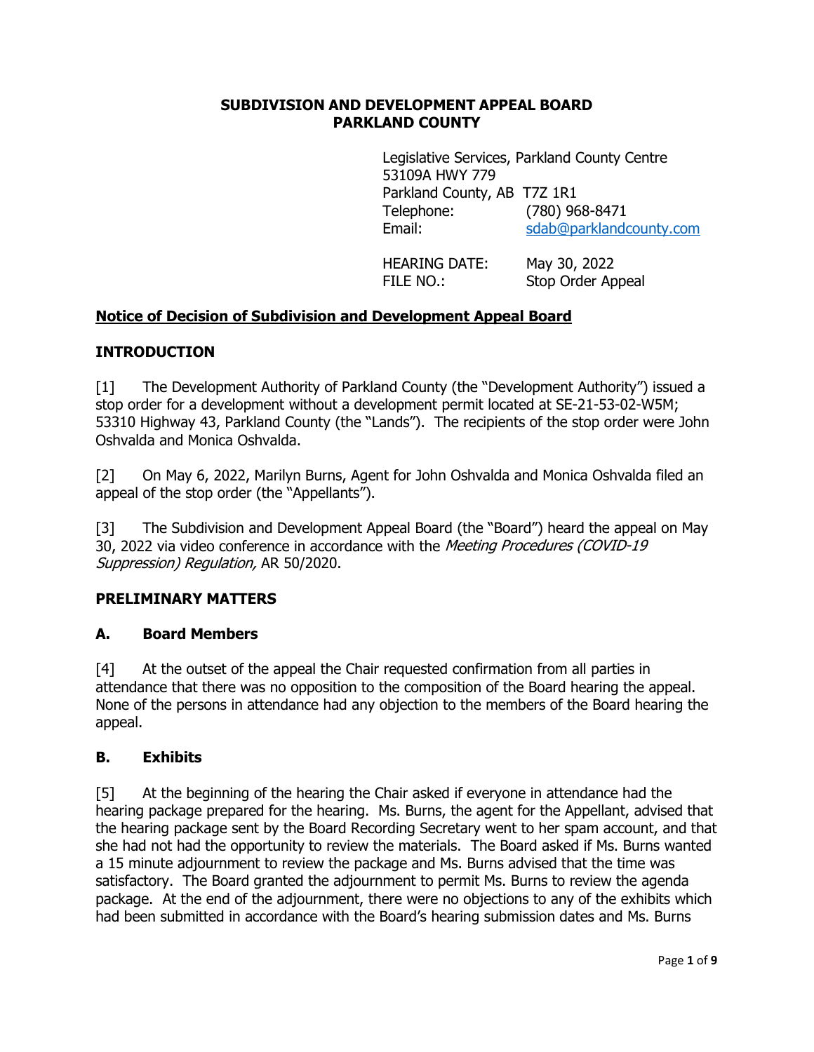**SUBDIVISION AND DEVELOPMENT APPEAL BOARD**
**PARKLAND COUNTY**

Legislative Services, Parkland County Centre
53109A HWY 779
Parkland County, AB T7Z 1R1
Telephone: (780) 968-8471
Email: sdab@parklandcounty.com

HEARING DATE: May 30, 2022
FILE NO.: Stop Order Appeal

## Notice of Decision of Subdivision and Development Appeal Board

## INTRODUCTION

[1] The Development Authority of Parkland County (the "Development Authority") issued a stop order for a development without a development permit located at SE-21-53-02-W5M; 53310 Highway 43, Parkland County (the "Lands"). The recipients of the stop order were John Oshvalda and Monica Oshvalda.

[2] On May 6, 2022, Marilyn Burns, Agent for John Oshvalda and Monica Oshvalda filed an appeal of the stop order (the "Appellants").

[3] The Subdivision and Development Appeal Board (the "Board") heard the appeal on May 30, 2022 via video conference in accordance with the *Meeting Procedures (COVID-19 Suppression) Regulation,* AR 50/2020.

## PRELIMINARY MATTERS

### A. Board Members

[4] At the outset of the appeal the Chair requested confirmation from all parties in attendance that there was no opposition to the composition of the Board hearing the appeal. None of the persons in attendance had any objection to the members of the Board hearing the appeal.

### B. Exhibits

[5] At the beginning of the hearing the Chair asked if everyone in attendance had the hearing package prepared for the hearing. Ms. Burns, the agent for the Appellant, advised that the hearing package sent by the Board Recording Secretary went to her spam account, and that she had not had the opportunity to review the materials. The Board asked if Ms. Burns wanted a 15 minute adjournment to review the package and Ms. Burns advised that the time was satisfactory. The Board granted the adjournment to permit Ms. Burns to review the agenda package. At the end of the adjournment, there were no objections to any of the exhibits which had been submitted in accordance with the Board's hearing submission dates and Ms. Burns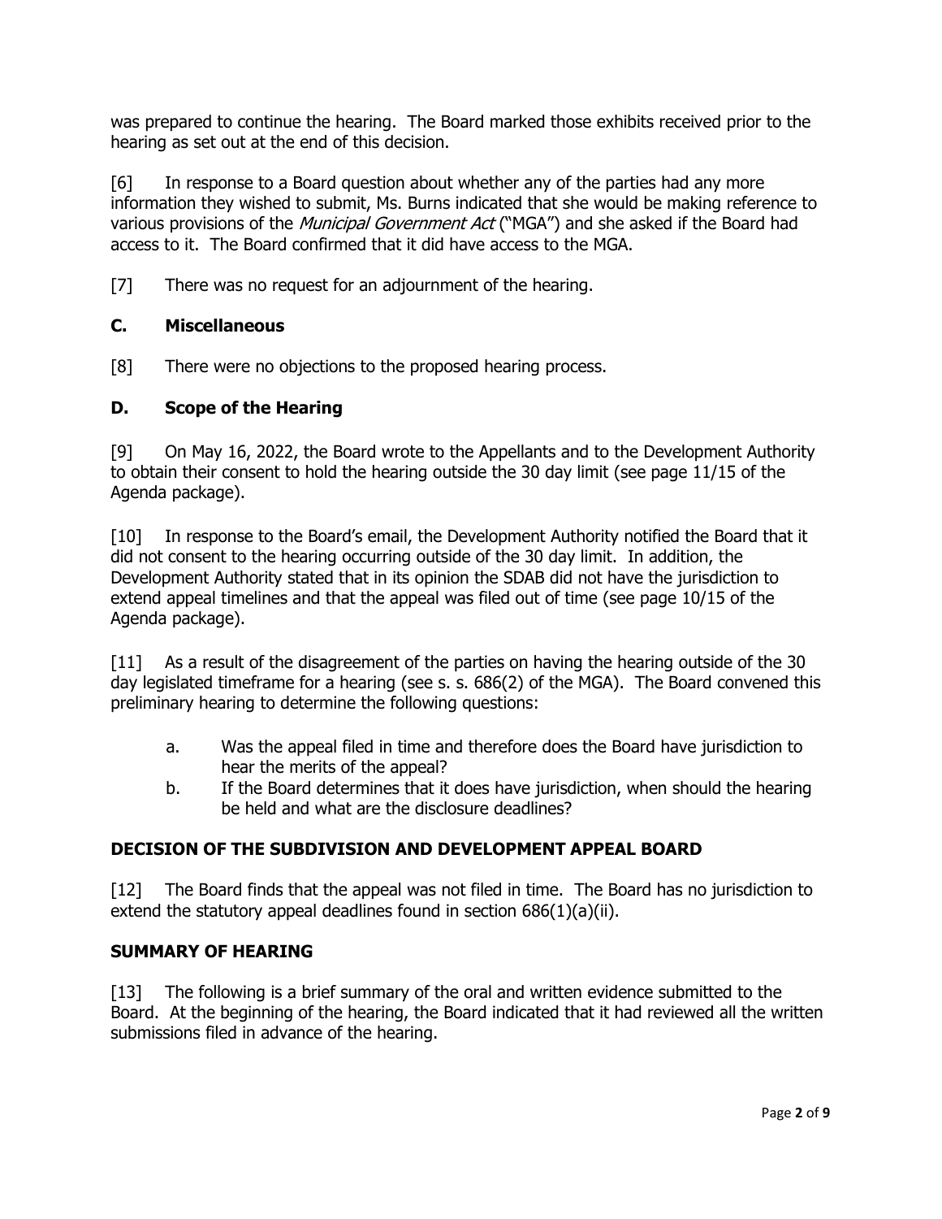was prepared to continue the hearing. The Board marked those exhibits received prior to the hearing as set out at the end of this decision.

[6] In response to a Board question about whether any of the parties had any more information they wished to submit, Ms. Burns indicated that she would be making reference to various provisions of the *Municipal Government Act* ("MGA") and she asked if the Board had access to it. The Board confirmed that it did have access to the MGA.

[7] There was no request for an adjournment of the hearing.

## C. Miscellaneous

[8] There were no objections to the proposed hearing process.

## D. Scope of the Hearing

[9] On May 16, 2022, the Board wrote to the Appellants and to the Development Authority to obtain their consent to hold the hearing outside the 30 day limit (see page 11/15 of the Agenda package).

[10] In response to the Board's email, the Development Authority notified the Board that it did not consent to the hearing occurring outside of the 30 day limit. In addition, the Development Authority stated that in its opinion the SDAB did not have the jurisdiction to extend appeal timelines and that the appeal was filed out of time (see page 10/15 of the Agenda package).

[11] As a result of the disagreement of the parties on having the hearing outside of the 30 day legislated timeframe for a hearing (see s. s. 686(2) of the MGA). The Board convened this preliminary hearing to determine the following questions:

a. Was the appeal filed in time and therefore does the Board have jurisdiction to hear the merits of the appeal?

b. If the Board determines that it does have jurisdiction, when should the hearing be held and what are the disclosure deadlines?

## DECISION OF THE SUBDIVISION AND DEVELOPMENT APPEAL BOARD

[12] The Board finds that the appeal was not filed in time. The Board has no jurisdiction to extend the statutory appeal deadlines found in section 686(1)(a)(ii).

## SUMMARY OF HEARING

[13] The following is a brief summary of the oral and written evidence submitted to the Board. At the beginning of the hearing, the Board indicated that it had reviewed all the written submissions filed in advance of the hearing.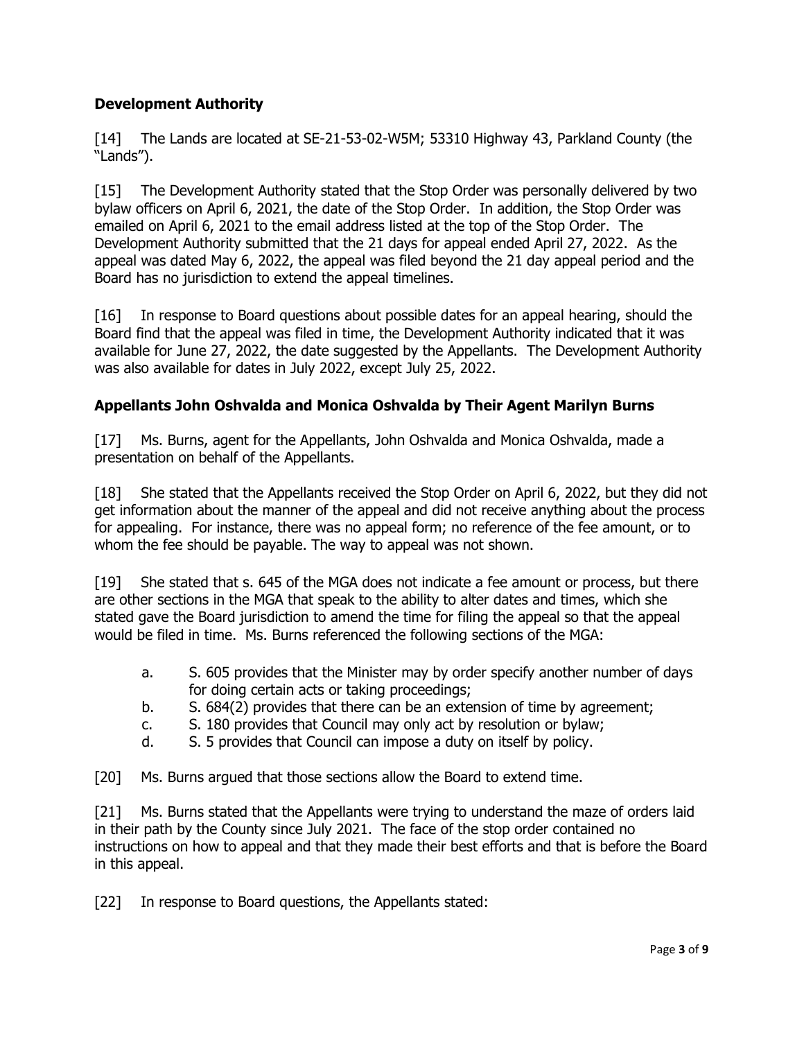## Development Authority

[14] The Lands are located at SE-21-53-02-W5M; 53310 Highway 43, Parkland County (the "Lands").

[15] The Development Authority stated that the Stop Order was personally delivered by two bylaw officers on April 6, 2021, the date of the Stop Order. In addition, the Stop Order was emailed on April 6, 2021 to the email address listed at the top of the Stop Order. The Development Authority submitted that the 21 days for appeal ended April 27, 2022. As the appeal was dated May 6, 2022, the appeal was filed beyond the 21 day appeal period and the Board has no jurisdiction to extend the appeal timelines.

[16] In response to Board questions about possible dates for an appeal hearing, should the Board find that the appeal was filed in time, the Development Authority indicated that it was available for June 27, 2022, the date suggested by the Appellants. The Development Authority was also available for dates in July 2022, except July 25, 2022.

## Appellants John Oshvalda and Monica Oshvalda by Their Agent Marilyn Burns

[17] Ms. Burns, agent for the Appellants, John Oshvalda and Monica Oshvalda, made a presentation on behalf of the Appellants.

[18] She stated that the Appellants received the Stop Order on April 6, 2022, but they did not get information about the manner of the appeal and did not receive anything about the process for appealing. For instance, there was no appeal form; no reference of the fee amount, or to whom the fee should be payable. The way to appeal was not shown.

[19] She stated that s. 645 of the MGA does not indicate a fee amount or process, but there are other sections in the MGA that speak to the ability to alter dates and times, which she stated gave the Board jurisdiction to amend the time for filing the appeal so that the appeal would be filed in time. Ms. Burns referenced the following sections of the MGA:

a. S. 605 provides that the Minister may by order specify another number of days for doing certain acts or taking proceedings;
b. S. 684(2) provides that there can be an extension of time by agreement;
c. S. 180 provides that Council may only act by resolution or bylaw;
d. S. 5 provides that Council can impose a duty on itself by policy.

[20] Ms. Burns argued that those sections allow the Board to extend time.

[21] Ms. Burns stated that the Appellants were trying to understand the maze of orders laid in their path by the County since July 2021. The face of the stop order contained no instructions on how to appeal and that they made their best efforts and that is before the Board in this appeal.

[22] In response to Board questions, the Appellants stated: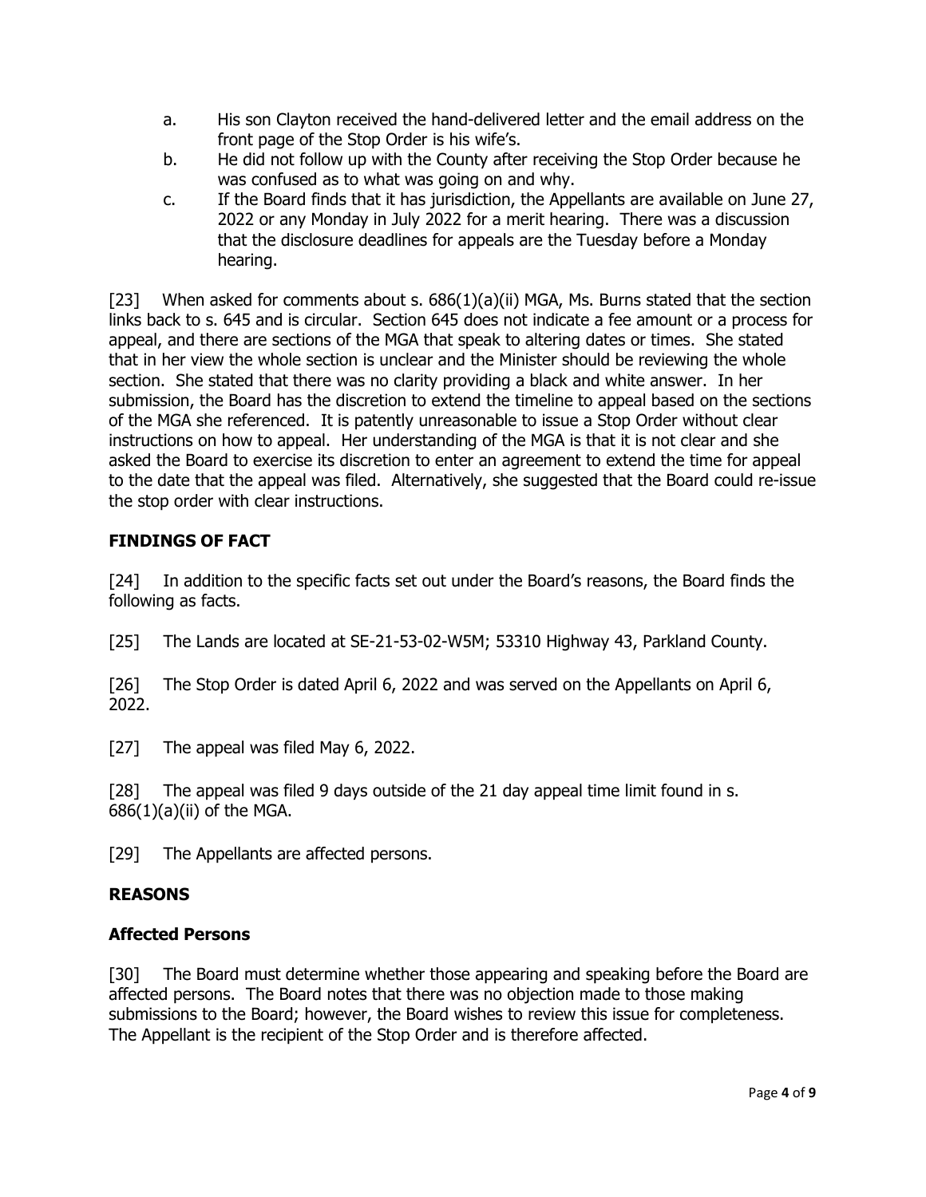a. His son Clayton received the hand-delivered letter and the email address on the front page of the Stop Order is his wife's.
b. He did not follow up with the County after receiving the Stop Order because he was confused as to what was going on and why.
c. If the Board finds that it has jurisdiction, the Appellants are available on June 27, 2022 or any Monday in July 2022 for a merit hearing. There was a discussion that the disclosure deadlines for appeals are the Tuesday before a Monday hearing.

[23] When asked for comments about s. 686(1)(a)(ii) MGA, Ms. Burns stated that the section links back to s. 645 and is circular. Section 645 does not indicate a fee amount or a process for appeal, and there are sections of the MGA that speak to altering dates or times. She stated that in her view the whole section is unclear and the Minister should be reviewing the whole section. She stated that there was no clarity providing a black and white answer. In her submission, the Board has the discretion to extend the timeline to appeal based on the sections of the MGA she referenced. It is patently unreasonable to issue a Stop Order without clear instructions on how to appeal. Her understanding of the MGA is that it is not clear and she asked the Board to exercise its discretion to enter an agreement to extend the time for appeal to the date that the appeal was filed. Alternatively, she suggested that the Board could re-issue the stop order with clear instructions.

## FINDINGS OF FACT

[24] In addition to the specific facts set out under the Board's reasons, the Board finds the following as facts.

[25] The Lands are located at SE-21-53-02-W5M; 53310 Highway 43, Parkland County.

[26] The Stop Order is dated April 6, 2022 and was served on the Appellants on April 6, 2022.

[27] The appeal was filed May 6, 2022.

[28] The appeal was filed 9 days outside of the 21 day appeal time limit found in s. 686(1)(a)(ii) of the MGA.

[29] The Appellants are affected persons.

## REASONS

### Affected Persons

[30] The Board must determine whether those appearing and speaking before the Board are affected persons. The Board notes that there was no objection made to those making submissions to the Board; however, the Board wishes to review this issue for completeness. The Appellant is the recipient of the Stop Order and is therefore affected.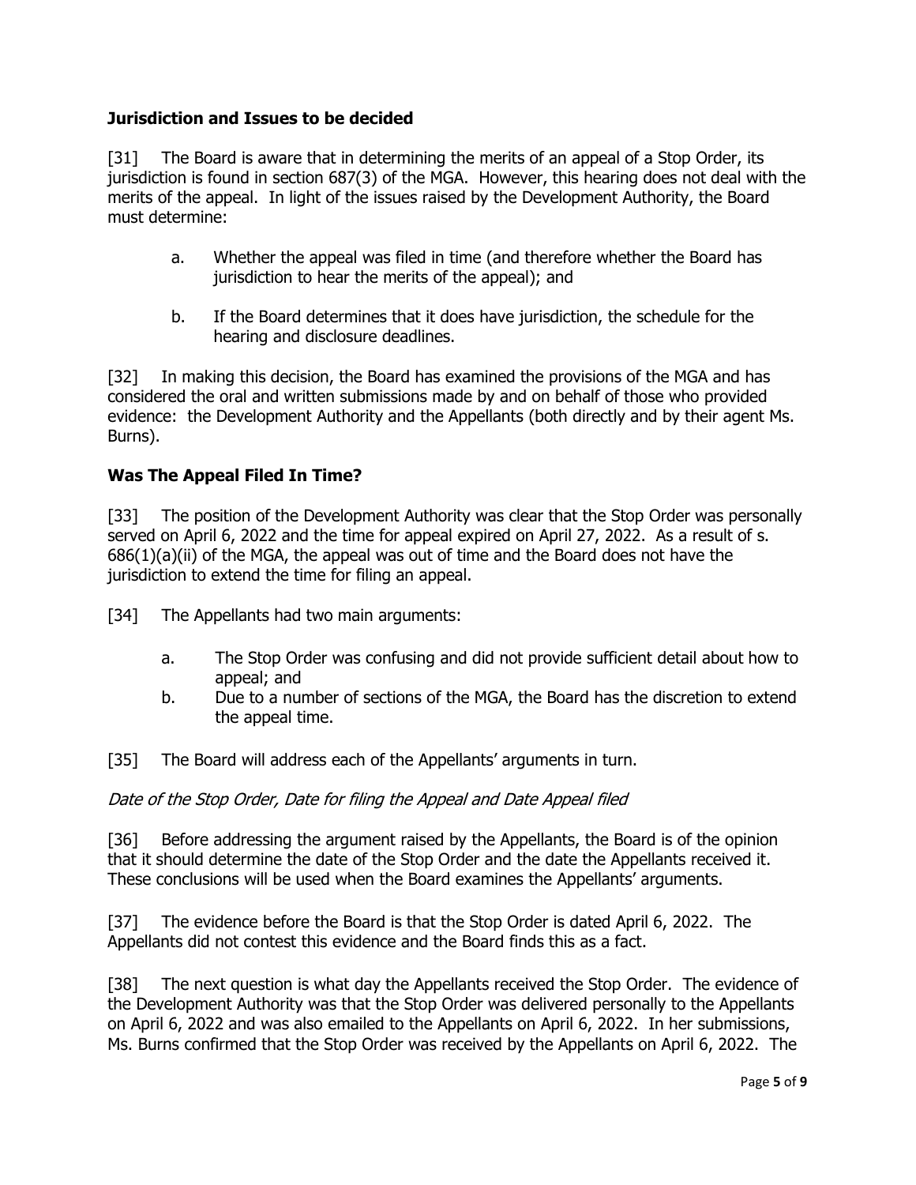### Jurisdiction and Issues to be decided

[31] The Board is aware that in determining the merits of an appeal of a Stop Order, its jurisdiction is found in section 687(3) of the MGA. However, this hearing does not deal with the merits of the appeal. In light of the issues raised by the Development Authority, the Board must determine:

a. Whether the appeal was filed in time (and therefore whether the Board has jurisdiction to hear the merits of the appeal); and

b. If the Board determines that it does have jurisdiction, the schedule for the hearing and disclosure deadlines.

[32] In making this decision, the Board has examined the provisions of the MGA and has considered the oral and written submissions made by and on behalf of those who provided evidence: the Development Authority and the Appellants (both directly and by their agent Ms. Burns).

### Was The Appeal Filed In Time?

[33] The position of the Development Authority was clear that the Stop Order was personally served on April 6, 2022 and the time for appeal expired on April 27, 2022. As a result of s. 686(1)(a)(ii) of the MGA, the appeal was out of time and the Board does not have the jurisdiction to extend the time for filing an appeal.

[34] The Appellants had two main arguments:

a. The Stop Order was confusing and did not provide sufficient detail about how to appeal; and
b. Due to a number of sections of the MGA, the Board has the discretion to extend the appeal time.

[35] The Board will address each of the Appellants' arguments in turn.

*Date of the Stop Order, Date for filing the Appeal and Date Appeal filed*

[36] Before addressing the argument raised by the Appellants, the Board is of the opinion that it should determine the date of the Stop Order and the date the Appellants received it. These conclusions will be used when the Board examines the Appellants' arguments.

[37] The evidence before the Board is that the Stop Order is dated April 6, 2022. The Appellants did not contest this evidence and the Board finds this as a fact.

[38] The next question is what day the Appellants received the Stop Order. The evidence of the Development Authority was that the Stop Order was delivered personally to the Appellants on April 6, 2022 and was also emailed to the Appellants on April 6, 2022. In her submissions, Ms. Burns confirmed that the Stop Order was received by the Appellants on April 6, 2022. The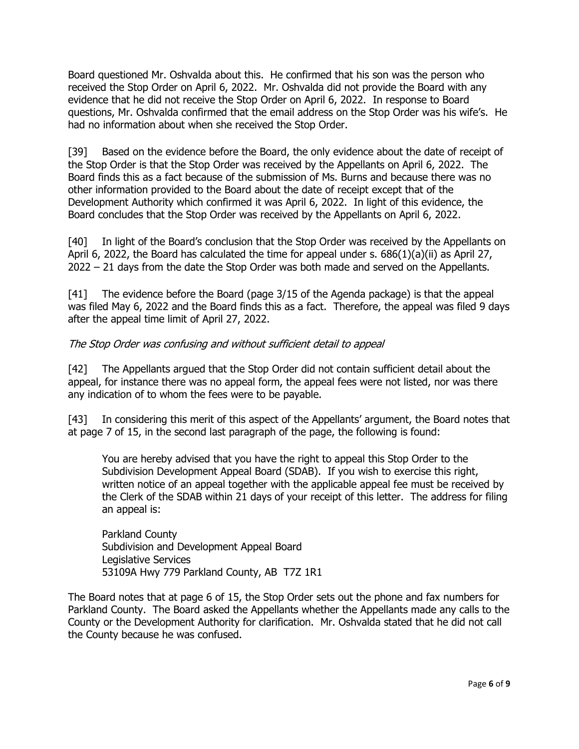Board questioned Mr. Oshvalda about this. He confirmed that his son was the person who received the Stop Order on April 6, 2022. Mr. Oshvalda did not provide the Board with any evidence that he did not receive the Stop Order on April 6, 2022. In response to Board questions, Mr. Oshvalda confirmed that the email address on the Stop Order was his wife's. He had no information about when she received the Stop Order.

[39] Based on the evidence before the Board, the only evidence about the date of receipt of the Stop Order is that the Stop Order was received by the Appellants on April 6, 2022. The Board finds this as a fact because of the submission of Ms. Burns and because there was no other information provided to the Board about the date of receipt except that of the Development Authority which confirmed it was April 6, 2022. In light of this evidence, the Board concludes that the Stop Order was received by the Appellants on April 6, 2022.

[40] In light of the Board's conclusion that the Stop Order was received by the Appellants on April 6, 2022, the Board has calculated the time for appeal under s. 686(1)(a)(ii) as April 27, 2022 – 21 days from the date the Stop Order was both made and served on the Appellants.

[41] The evidence before the Board (page 3/15 of the Agenda package) is that the appeal was filed May 6, 2022 and the Board finds this as a fact. Therefore, the appeal was filed 9 days after the appeal time limit of April 27, 2022.

*The Stop Order was confusing and without sufficient detail to appeal*

[42] The Appellants argued that the Stop Order did not contain sufficient detail about the appeal, for instance there was no appeal form, the appeal fees were not listed, nor was there any indication of to whom the fees were to be payable.

[43] In considering this merit of this aspect of the Appellants' argument, the Board notes that at page 7 of 15, in the second last paragraph of the page, the following is found:

> You are hereby advised that you have the right to appeal this Stop Order to the Subdivision Development Appeal Board (SDAB). If you wish to exercise this right, written notice of an appeal together with the applicable appeal fee must be received by the Clerk of the SDAB within 21 days of your receipt of this letter. The address for filing an appeal is:
>
> Parkland County
> Subdivision and Development Appeal Board
> Legislative Services
> 53109A Hwy 779 Parkland County, AB T7Z 1R1

The Board notes that at page 6 of 15, the Stop Order sets out the phone and fax numbers for Parkland County. The Board asked the Appellants whether the Appellants made any calls to the County or the Development Authority for clarification. Mr. Oshvalda stated that he did not call the County because he was confused.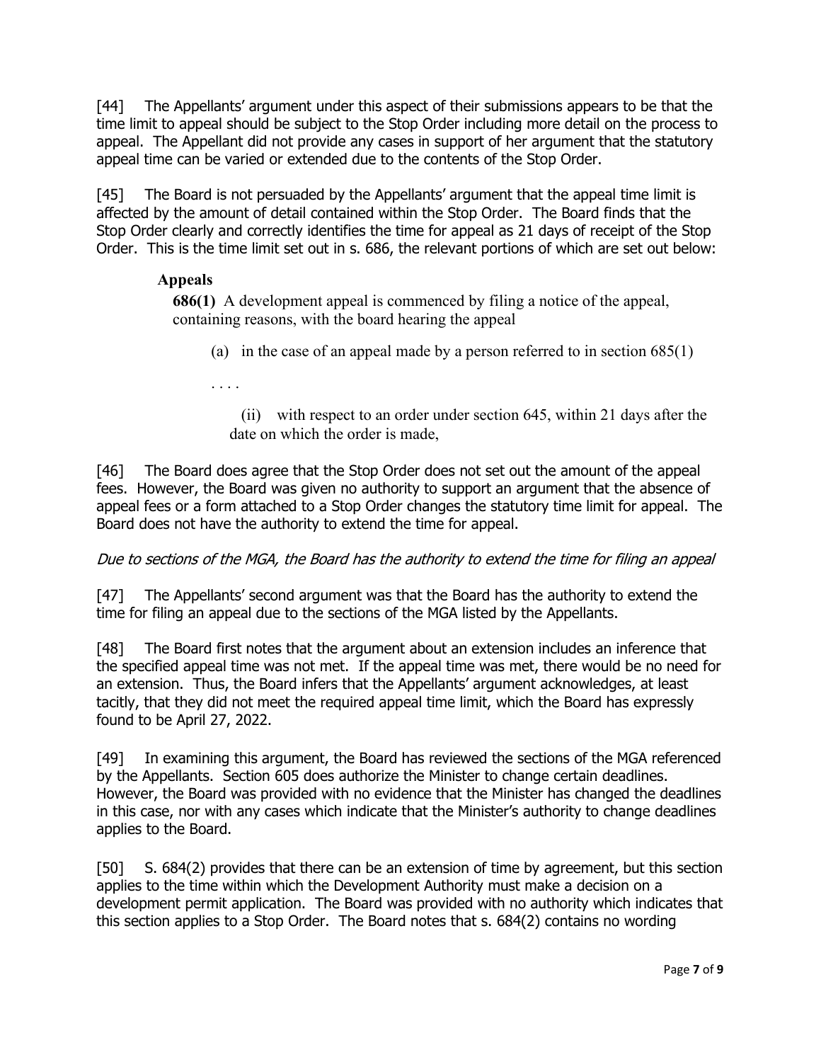[44] The Appellants' argument under this aspect of their submissions appears to be that the time limit to appeal should be subject to the Stop Order including more detail on the process to appeal. The Appellant did not provide any cases in support of her argument that the statutory appeal time can be varied or extended due to the contents of the Stop Order.

[45] The Board is not persuaded by the Appellants' argument that the appeal time limit is affected by the amount of detail contained within the Stop Order. The Board finds that the Stop Order clearly and correctly identifies the time for appeal as 21 days of receipt of the Stop Order. This is the time limit set out in s. 686, the relevant portions of which are set out below:

> **Appeals**
>
> **686(1)** A development appeal is commenced by filing a notice of the appeal, containing reasons, with the board hearing the appeal
>
> (a) in the case of an appeal made by a person referred to in section 685(1)
>
> . . . .
>
> (ii) with respect to an order under section 645, within 21 days after the date on which the order is made,

[46] The Board does agree that the Stop Order does not set out the amount of the appeal fees. However, the Board was given no authority to support an argument that the absence of appeal fees or a form attached to a Stop Order changes the statutory time limit for appeal. The Board does not have the authority to extend the time for appeal.

*Due to sections of the MGA, the Board has the authority to extend the time for filing an appeal*

[47] The Appellants' second argument was that the Board has the authority to extend the time for filing an appeal due to the sections of the MGA listed by the Appellants.

[48] The Board first notes that the argument about an extension includes an inference that the specified appeal time was not met. If the appeal time was met, there would be no need for an extension. Thus, the Board infers that the Appellants' argument acknowledges, at least tacitly, that they did not meet the required appeal time limit, which the Board has expressly found to be April 27, 2022.

[49] In examining this argument, the Board has reviewed the sections of the MGA referenced by the Appellants. Section 605 does authorize the Minister to change certain deadlines. However, the Board was provided with no evidence that the Minister has changed the deadlines in this case, nor with any cases which indicate that the Minister's authority to change deadlines applies to the Board.

[50] S. 684(2) provides that there can be an extension of time by agreement, but this section applies to the time within which the Development Authority must make a decision on a development permit application. The Board was provided with no authority which indicates that this section applies to a Stop Order. The Board notes that s. 684(2) contains no wording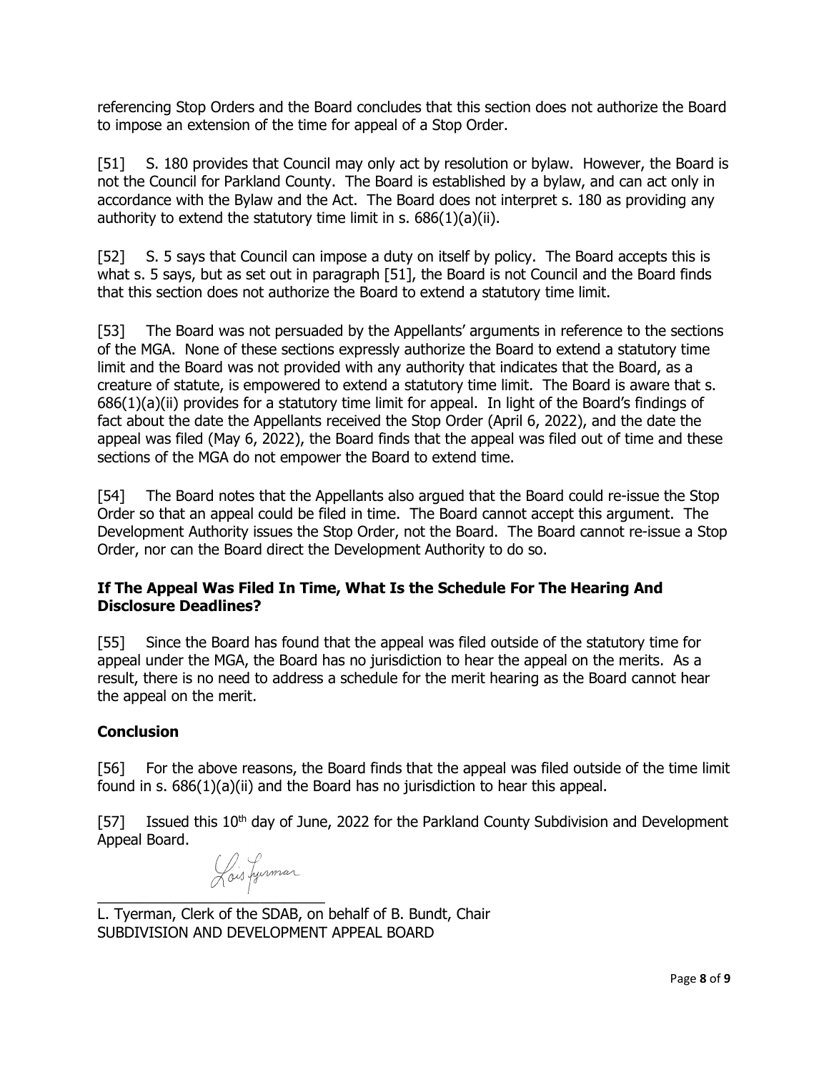referencing Stop Orders and the Board concludes that this section does not authorize the Board to impose an extension of the time for appeal of a Stop Order.

[51] S. 180 provides that Council may only act by resolution or bylaw. However, the Board is not the Council for Parkland County. The Board is established by a bylaw, and can act only in accordance with the Bylaw and the Act. The Board does not interpret s. 180 as providing any authority to extend the statutory time limit in s. 686(1)(a)(ii).

[52] S. 5 says that Council can impose a duty on itself by policy. The Board accepts this is what s. 5 says, but as set out in paragraph [51], the Board is not Council and the Board finds that this section does not authorize the Board to extend a statutory time limit.

[53] The Board was not persuaded by the Appellants' arguments in reference to the sections of the MGA. None of these sections expressly authorize the Board to extend a statutory time limit and the Board was not provided with any authority that indicates that the Board, as a creature of statute, is empowered to extend a statutory time limit. The Board is aware that s. 686(1)(a)(ii) provides for a statutory time limit for appeal. In light of the Board's findings of fact about the date the Appellants received the Stop Order (April 6, 2022), and the date the appeal was filed (May 6, 2022), the Board finds that the appeal was filed out of time and these sections of the MGA do not empower the Board to extend time.

[54] The Board notes that the Appellants also argued that the Board could re-issue the Stop Order so that an appeal could be filed in time. The Board cannot accept this argument. The Development Authority issues the Stop Order, not the Board. The Board cannot re-issue a Stop Order, nor can the Board direct the Development Authority to do so.

**If The Appeal Was Filed In Time, What Is the Schedule For The Hearing And Disclosure Deadlines?**

[55] Since the Board has found that the appeal was filed outside of the statutory time for appeal under the MGA, the Board has no jurisdiction to hear the appeal on the merits. As a result, there is no need to address a schedule for the merit hearing as the Board cannot hear the appeal on the merit.

**Conclusion**

[56] For the above reasons, the Board finds that the appeal was filed outside of the time limit found in s. 686(1)(a)(ii) and the Board has no jurisdiction to hear this appeal.

[57] Issued this 10th day of June, 2022 for the Parkland County Subdivision and Development Appeal Board.

_____________________________

L. Tyerman, Clerk of the SDAB, on behalf of B. Bundt, Chair
SUBDIVISION AND DEVELOPMENT APPEAL BOARD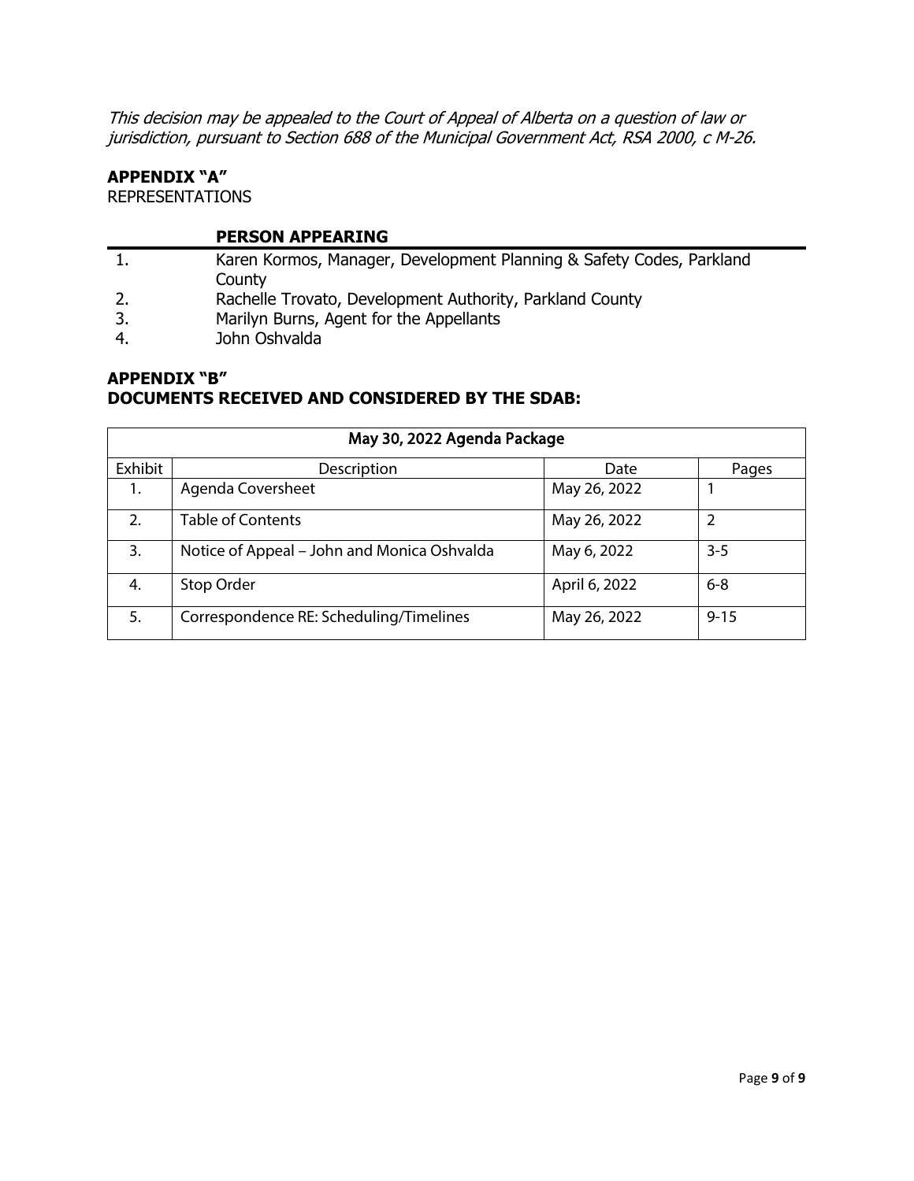*This decision may be appealed to the Court of Appeal of Alberta on a question of law or jurisdiction, pursuant to Section 688 of the Municipal Government Act, RSA 2000, c M-26.*

## APPENDIX "A"

REPRESENTATIONS

| | PERSON APPEARING |
|---|---|
| 1. | Karen Kormos, Manager, Development Planning & Safety Codes, Parkland County |
| 2. | Rachelle Trovato, Development Authority, Parkland County |
| 3. | Marilyn Burns, Agent for the Appellants |
| 4. | John Oshvalda |

## APPENDIX "B"
## DOCUMENTS RECEIVED AND CONSIDERED BY THE SDAB:

| May 30, 2022 Agenda Package | | | |
|---|---|---|---|
| Exhibit | Description | Date | Pages |
| 1. | Agenda Coversheet | May 26, 2022 | 1 |
| 2. | Table of Contents | May 26, 2022 | 2 |
| 3. | Notice of Appeal – John and Monica Oshvalda | May 6, 2022 | 3-5 |
| 4. | Stop Order | April 6, 2022 | 6-8 |
| 5. | Correspondence RE: Scheduling/Timelines | May 26, 2022 | 9-15 |